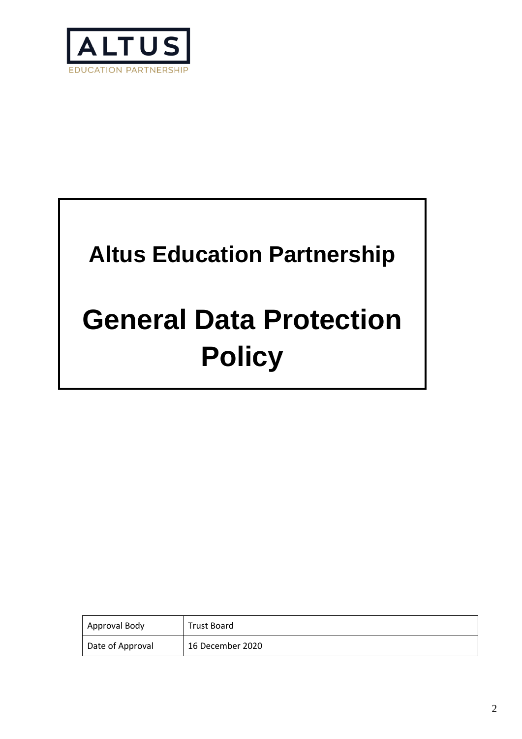ALTUS

EDUCATION PARTNERSHIP

# Altus Education Partnership

# General Data Protection Policy

| Approval Body | Trust Board |
|---|---|
| Date of Approval | 16 December 2020 |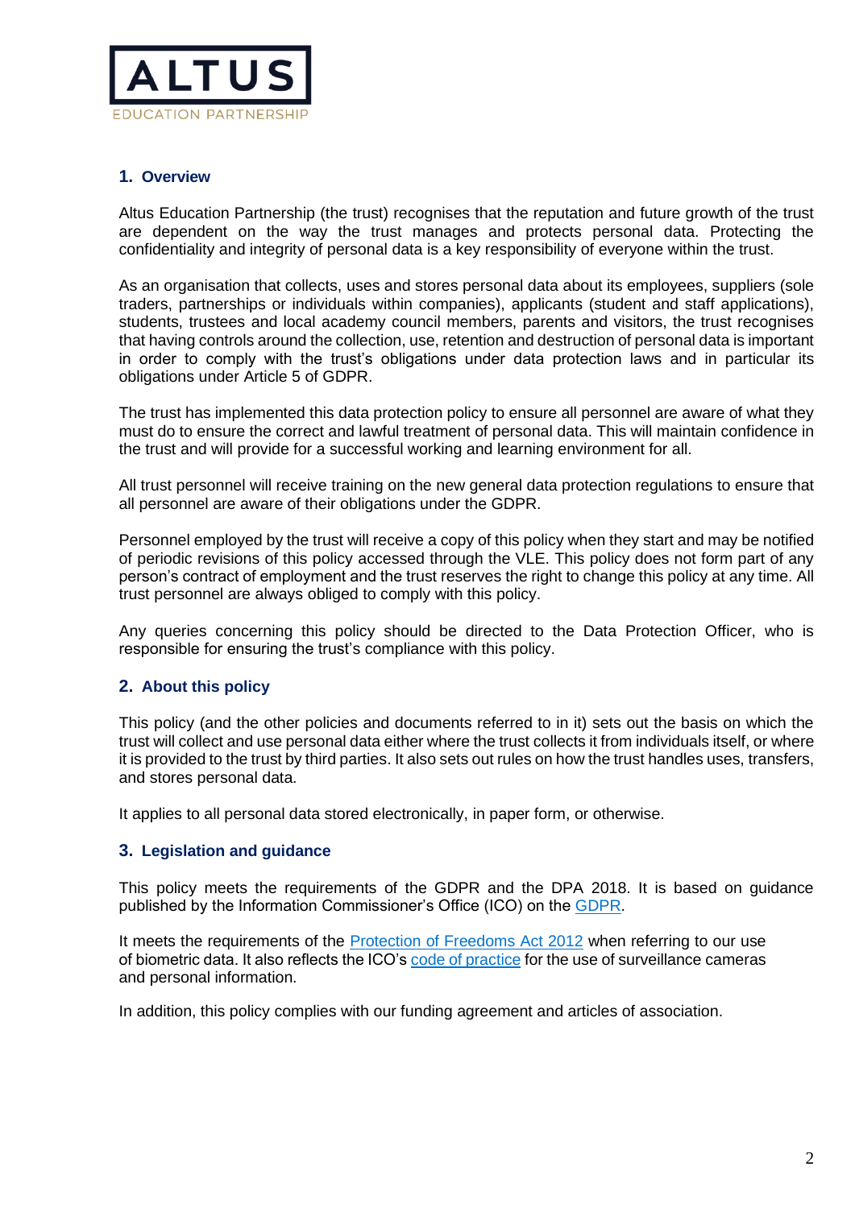## 1. Overview

Altus Education Partnership (the trust) recognises that the reputation and future growth of the trust are dependent on the way the trust manages and protects personal data. Protecting the confidentiality and integrity of personal data is a key responsibility of everyone within the trust.

As an organisation that collects, uses and stores personal data about its employees, suppliers (sole traders, partnerships or individuals within companies), applicants (student and staff applications), students, trustees and local academy council members, parents and visitors, the trust recognises that having controls around the collection, use, retention and destruction of personal data is important in order to comply with the trust's obligations under data protection laws and in particular its obligations under Article 5 of GDPR.

The trust has implemented this data protection policy to ensure all personnel are aware of what they must do to ensure the correct and lawful treatment of personal data. This will maintain confidence in the trust and will provide for a successful working and learning environment for all.

All trust personnel will receive training on the new general data protection regulations to ensure that all personnel are aware of their obligations under the GDPR.

Personnel employed by the trust will receive a copy of this policy when they start and may be notified of periodic revisions of this policy accessed through the VLE. This policy does not form part of any person's contract of employment and the trust reserves the right to change this policy at any time. All trust personnel are always obliged to comply with this policy.

Any queries concerning this policy should be directed to the Data Protection Officer, who is responsible for ensuring the trust's compliance with this policy.

## 2. About this policy

This policy (and the other policies and documents referred to in it) sets out the basis on which the trust will collect and use personal data either where the trust collects it from individuals itself, or where it is provided to the trust by third parties. It also sets out rules on how the trust handles uses, transfers, and stores personal data.

It applies to all personal data stored electronically, in paper form, or otherwise.

## 3. Legislation and guidance

This policy meets the requirements of the GDPR and the DPA 2018. It is based on guidance published by the Information Commissioner's Office (ICO) on the GDPR.

It meets the requirements of the Protection of Freedoms Act 2012 when referring to our use of biometric data. It also reflects the ICO's code of practice for the use of surveillance cameras and personal information.

In addition, this policy complies with our funding agreement and articles of association.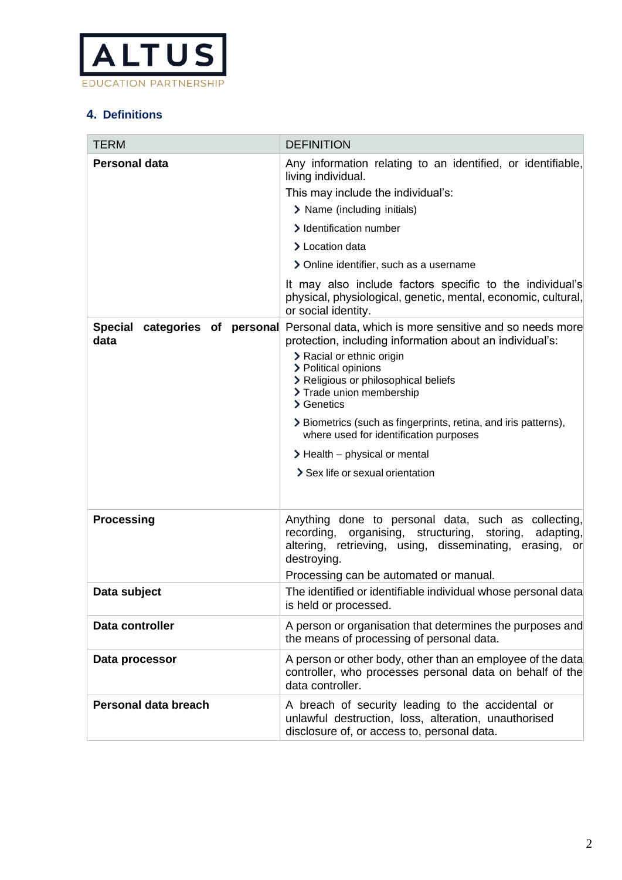## 4. Definitions

| TERM | DEFINITION |
|---|---|
| **Personal data** | Any information relating to an identified, or identifiable, living individual.<br>This may include the individual's:<br>› Name (including initials)<br>› Identification number<br>› Location data<br>› Online identifier, such as a username<br>It may also include factors specific to the individual's physical, physiological, genetic, mental, economic, cultural, or social identity. |
| **Special categories of personal data** | Personal data, which is more sensitive and so needs more protection, including information about an individual's:<br>› Racial or ethnic origin<br>› Political opinions<br>› Religious or philosophical beliefs<br>› Trade union membership<br>› Genetics<br>› Biometrics (such as fingerprints, retina, and iris patterns), where used for identification purposes<br>› Health – physical or mental<br>› Sex life or sexual orientation |
| **Processing** | Anything done to personal data, such as collecting, recording, organising, structuring, storing, adapting, altering, retrieving, using, disseminating, erasing, or destroying.<br>Processing can be automated or manual. |
| **Data subject** | The identified or identifiable individual whose personal data is held or processed. |
| **Data controller** | A person or organisation that determines the purposes and the means of processing of personal data. |
| **Data processor** | A person or other body, other than an employee of the data controller, who processes personal data on behalf of the data controller. |
| **Personal data breach** | A breach of security leading to the accidental or unlawful destruction, loss, alteration, unauthorised disclosure of, or access to, personal data. |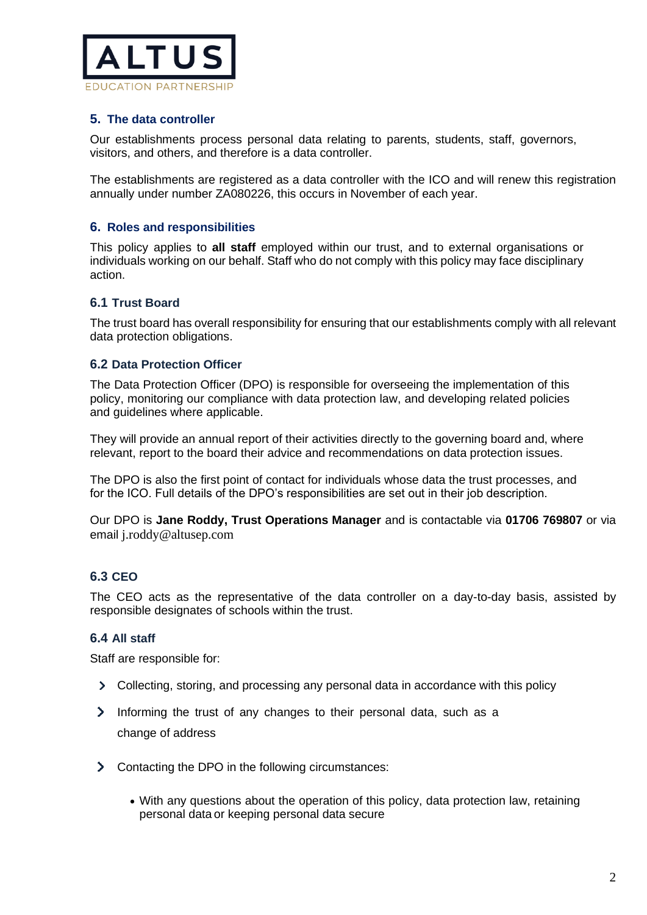## 5. The data controller

Our establishments process personal data relating to parents, students, staff, governors, visitors, and others, and therefore is a data controller.

The establishments are registered as a data controller with the ICO and will renew this registration annually under number ZA080226, this occurs in November of each year.

## 6. Roles and responsibilities

This policy applies to **all staff** employed within our trust, and to external organisations or individuals working on our behalf. Staff who do not comply with this policy may face disciplinary action.

### 6.1 Trust Board

The trust board has overall responsibility for ensuring that our establishments comply with all relevant data protection obligations.

### 6.2 Data Protection Officer

The Data Protection Officer (DPO) is responsible for overseeing the implementation of this policy, monitoring our compliance with data protection law, and developing related policies and guidelines where applicable.

They will provide an annual report of their activities directly to the governing board and, where relevant, report to the board their advice and recommendations on data protection issues.

The DPO is also the first point of contact for individuals whose data the trust processes, and for the ICO. Full details of the DPO's responsibilities are set out in their job description.

Our DPO is **Jane Roddy, Trust Operations Manager** and is contactable via **01706 769807** or via email j.roddy@altusep.com

### 6.3 CEO

The CEO acts as the representative of the data controller on a day-to-day basis, assisted by responsible designates of schools within the trust.

### 6.4 All staff

Staff are responsible for:

- Collecting, storing, and processing any personal data in accordance with this policy
- Informing the trust of any changes to their personal data, such as a change of address
- Contacting the DPO in the following circumstances:
  - With any questions about the operation of this policy, data protection law, retaining personal data or keeping personal data secure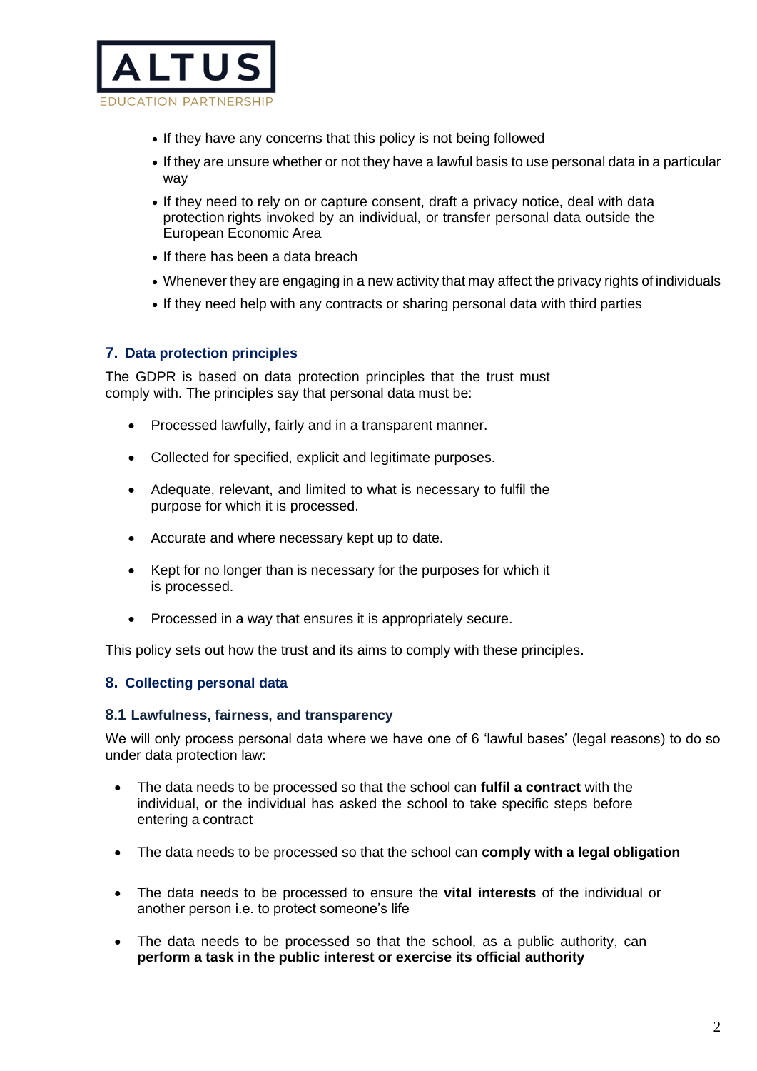- If they have any concerns that this policy is not being followed
- If they are unsure whether or not they have a lawful basis to use personal data in a particular way
- If they need to rely on or capture consent, draft a privacy notice, deal with data protection rights invoked by an individual, or transfer personal data outside the European Economic Area
- If there has been a data breach
- Whenever they are engaging in a new activity that may affect the privacy rights of individuals
- If they need help with any contracts or sharing personal data with third parties

## 7. Data protection principles

The GDPR is based on data protection principles that the trust must comply with. The principles say that personal data must be:

- Processed lawfully, fairly and in a transparent manner.
- Collected for specified, explicit and legitimate purposes.
- Adequate, relevant, and limited to what is necessary to fulfil the purpose for which it is processed.
- Accurate and where necessary kept up to date.
- Kept for no longer than is necessary for the purposes for which it is processed.
- Processed in a way that ensures it is appropriately secure.

This policy sets out how the trust and its aims to comply with these principles.

## 8. Collecting personal data

### 8.1 Lawfulness, fairness, and transparency

We will only process personal data where we have one of 6 'lawful bases' (legal reasons) to do so under data protection law:

- The data needs to be processed so that the school can **fulfil a contract** with the individual, or the individual has asked the school to take specific steps before entering a contract
- The data needs to be processed so that the school can **comply with a legal obligation**
- The data needs to be processed to ensure the **vital interests** of the individual or another person i.e. to protect someone's life
- The data needs to be processed so that the school, as a public authority, can **perform a task in the public interest or exercise its official authority**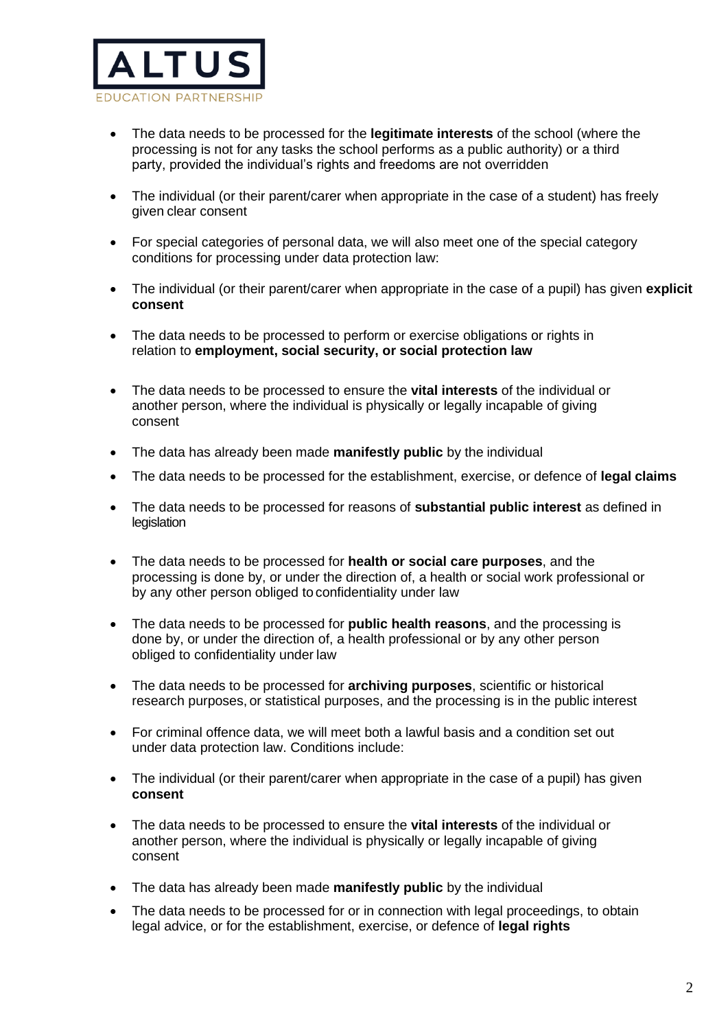- The data needs to be processed for the **legitimate interests** of the school (where the processing is not for any tasks the school performs as a public authority) or a third party, provided the individual's rights and freedoms are not overridden

- The individual (or their parent/carer when appropriate in the case of a student) has freely given clear consent

- For special categories of personal data, we will also meet one of the special category conditions for processing under data protection law:

- The individual (or their parent/carer when appropriate in the case of a pupil) has given **explicit consent**

- The data needs to be processed to perform or exercise obligations or rights in relation to **employment, social security, or social protection law**

- The data needs to be processed to ensure the **vital interests** of the individual or another person, where the individual is physically or legally incapable of giving consent

- The data has already been made **manifestly public** by the individual

- The data needs to be processed for the establishment, exercise, or defence of **legal claims**

- The data needs to be processed for reasons of **substantial public interest** as defined in legislation

- The data needs to be processed for **health or social care purposes**, and the processing is done by, or under the direction of, a health or social work professional or by any other person obliged to confidentiality under law

- The data needs to be processed for **public health reasons**, and the processing is done by, or under the direction of, a health professional or by any other person obliged to confidentiality under law

- The data needs to be processed for **archiving purposes**, scientific or historical research purposes, or statistical purposes, and the processing is in the public interest

- For criminal offence data, we will meet both a lawful basis and a condition set out under data protection law. Conditions include:

- The individual (or their parent/carer when appropriate in the case of a pupil) has given **consent**

- The data needs to be processed to ensure the **vital interests** of the individual or another person, where the individual is physically or legally incapable of giving consent

- The data has already been made **manifestly public** by the individual

- The data needs to be processed for or in connection with legal proceedings, to obtain legal advice, or for the establishment, exercise, or defence of **legal rights**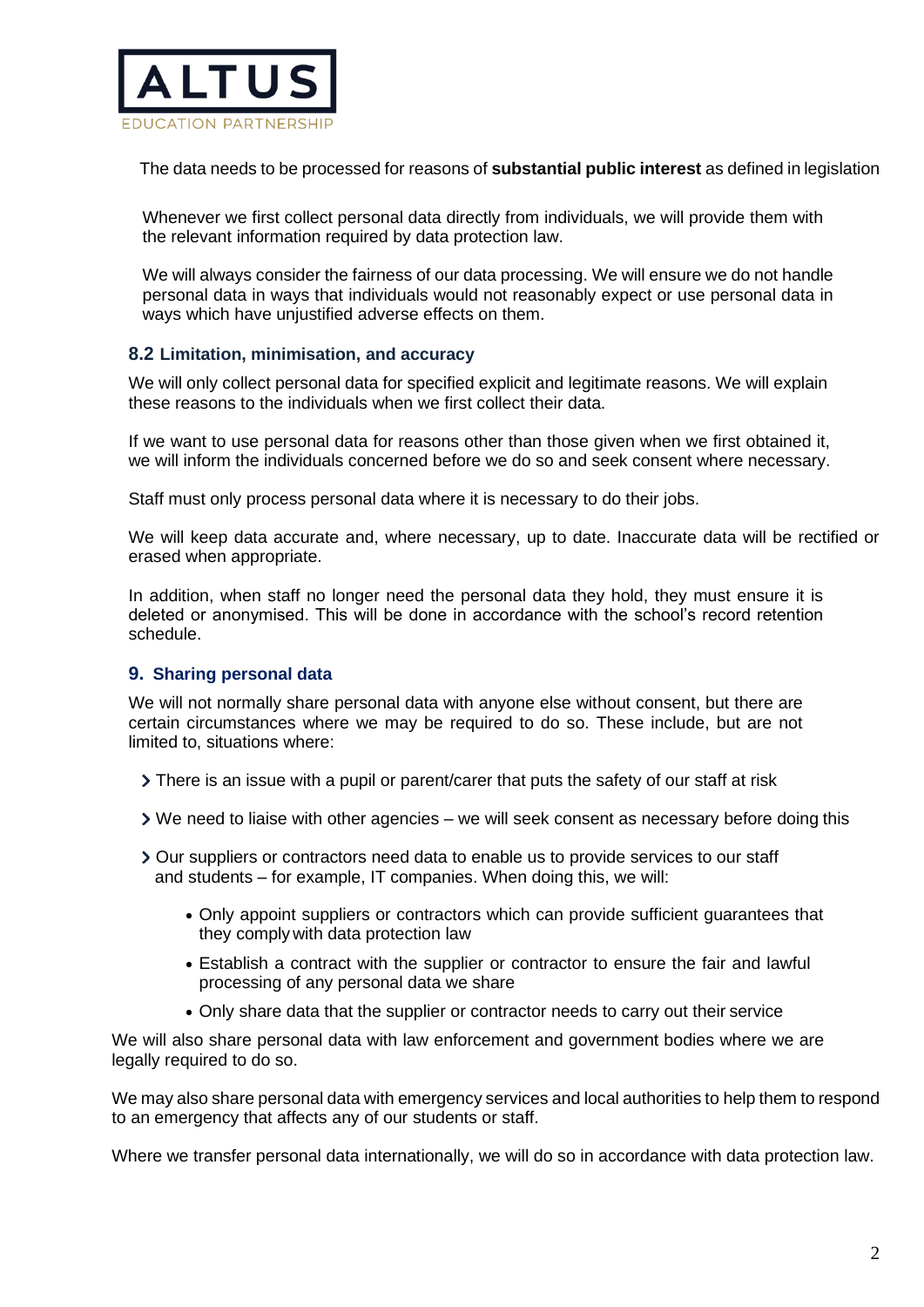The data needs to be processed for reasons of **substantial public interest** as defined in legislation

Whenever we first collect personal data directly from individuals, we will provide them with the relevant information required by data protection law.

We will always consider the fairness of our data processing. We will ensure we do not handle personal data in ways that individuals would not reasonably expect or use personal data in ways which have unjustified adverse effects on them.

### 8.2 Limitation, minimisation, and accuracy

We will only collect personal data for specified explicit and legitimate reasons. We will explain these reasons to the individuals when we first collect their data.

If we want to use personal data for reasons other than those given when we first obtained it, we will inform the individuals concerned before we do so and seek consent where necessary.

Staff must only process personal data where it is necessary to do their jobs.

We will keep data accurate and, where necessary, up to date. Inaccurate data will be rectified or erased when appropriate.

In addition, when staff no longer need the personal data they hold, they must ensure it is deleted or anonymised. This will be done in accordance with the school's record retention schedule.

## 9. Sharing personal data

We will not normally share personal data with anyone else without consent, but there are certain circumstances where we may be required to do so. These include, but are not limited to, situations where:

- There is an issue with a pupil or parent/carer that puts the safety of our staff at risk
- We need to liaise with other agencies – we will seek consent as necessary before doing this
- Our suppliers or contractors need data to enable us to provide services to our staff and students – for example, IT companies. When doing this, we will:
  - Only appoint suppliers or contractors which can provide sufficient guarantees that they comply with data protection law
  - Establish a contract with the supplier or contractor to ensure the fair and lawful processing of any personal data we share
  - Only share data that the supplier or contractor needs to carry out their service

We will also share personal data with law enforcement and government bodies where we are legally required to do so.

We may also share personal data with emergency services and local authorities to help them to respond to an emergency that affects any of our students or staff.

Where we transfer personal data internationally, we will do so in accordance with data protection law.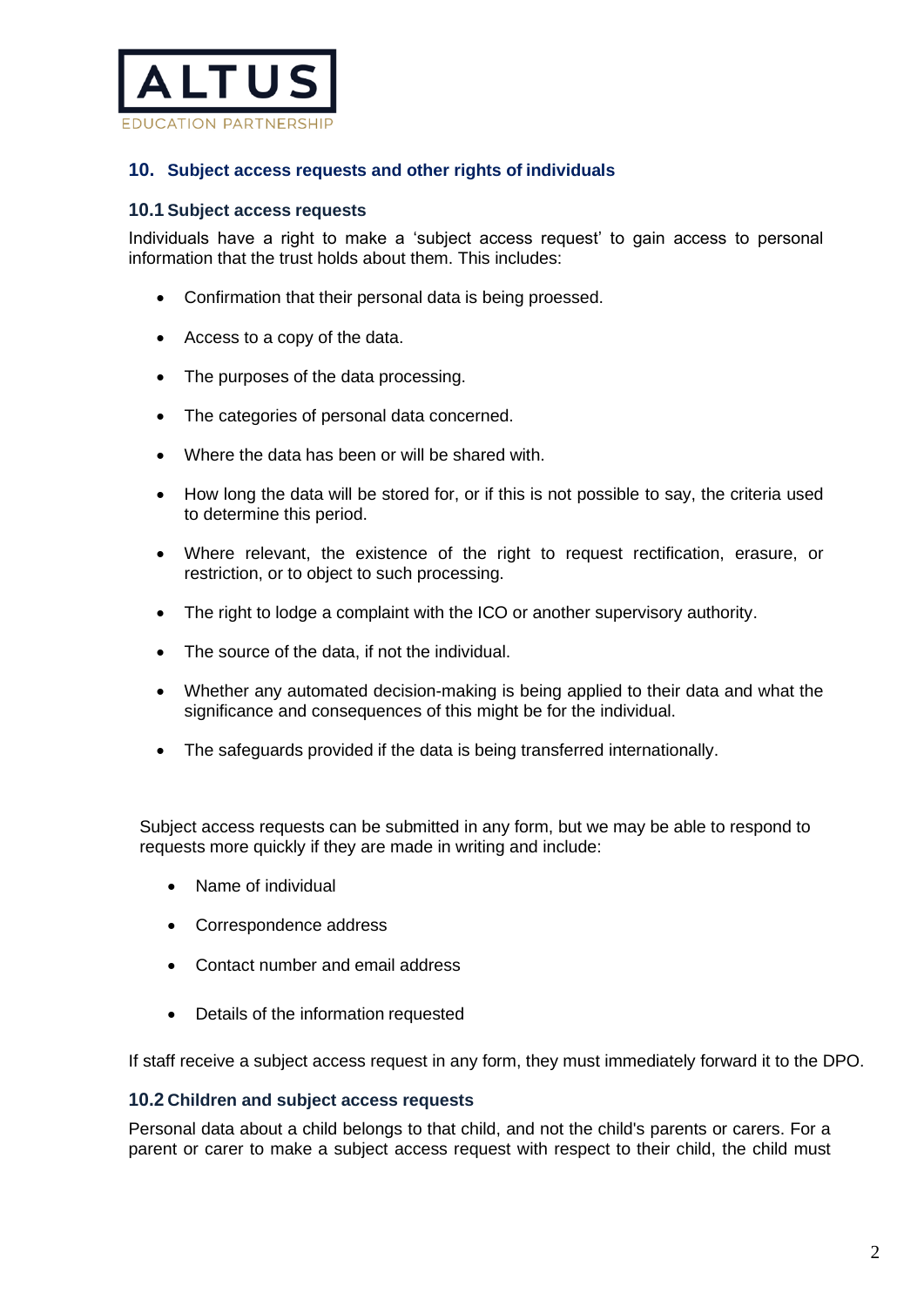## 10. Subject access requests and other rights of individuals

### 10.1 Subject access requests

Individuals have a right to make a 'subject access request' to gain access to personal information that the trust holds about them. This includes:

- Confirmation that their personal data is being proessed.
- Access to a copy of the data.
- The purposes of the data processing.
- The categories of personal data concerned.
- Where the data has been or will be shared with.
- How long the data will be stored for, or if this is not possible to say, the criteria used to determine this period.
- Where relevant, the existence of the right to request rectification, erasure, or restriction, or to object to such processing.
- The right to lodge a complaint with the ICO or another supervisory authority.
- The source of the data, if not the individual.
- Whether any automated decision-making is being applied to their data and what the significance and consequences of this might be for the individual.
- The safeguards provided if the data is being transferred internationally.

Subject access requests can be submitted in any form, but we may be able to respond to requests more quickly if they are made in writing and include:

- Name of individual
- Correspondence address
- Contact number and email address
- Details of the information requested

If staff receive a subject access request in any form, they must immediately forward it to the DPO.

### 10.2 Children and subject access requests

Personal data about a child belongs to that child, and not the child's parents or carers. For a parent or carer to make a subject access request with respect to their child, the child must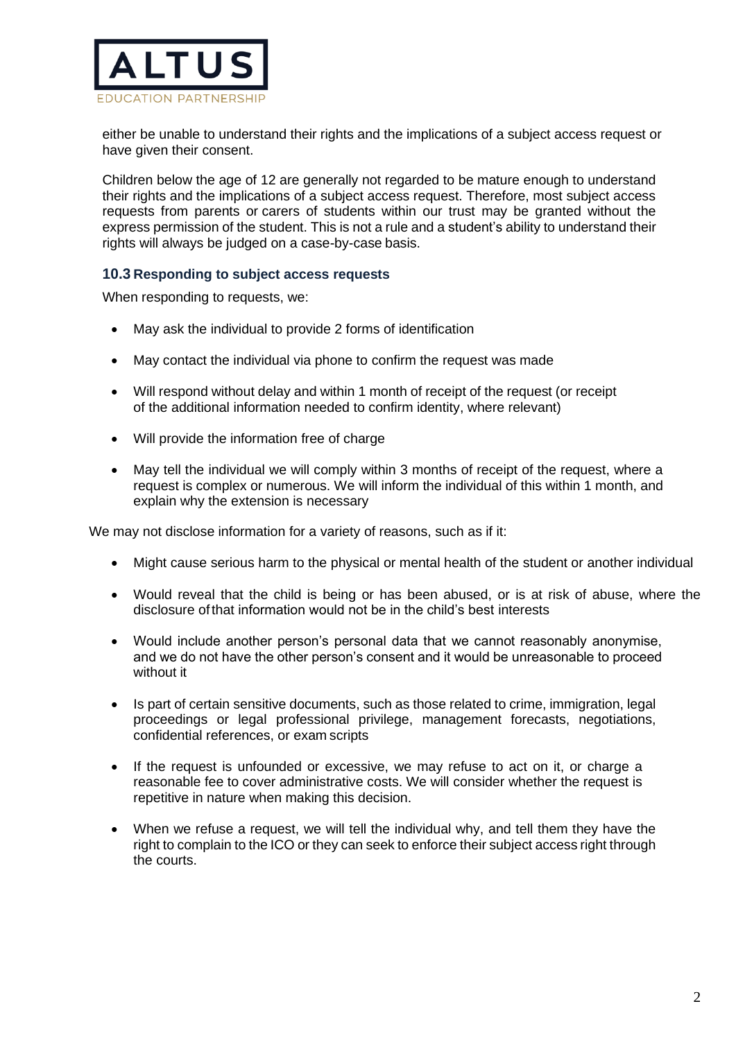either be unable to understand their rights and the implications of a subject access request or have given their consent.

Children below the age of 12 are generally not regarded to be mature enough to understand their rights and the implications of a subject access request. Therefore, most subject access requests from parents or carers of students within our trust may be granted without the express permission of the student. This is not a rule and a student's ability to understand their rights will always be judged on a case-by-case basis.

### 10.3 Responding to subject access requests

When responding to requests, we:

- May ask the individual to provide 2 forms of identification
- May contact the individual via phone to confirm the request was made
- Will respond without delay and within 1 month of receipt of the request (or receipt of the additional information needed to confirm identity, where relevant)
- Will provide the information free of charge
- May tell the individual we will comply within 3 months of receipt of the request, where a request is complex or numerous. We will inform the individual of this within 1 month, and explain why the extension is necessary

We may not disclose information for a variety of reasons, such as if it:

- Might cause serious harm to the physical or mental health of the student or another individual
- Would reveal that the child is being or has been abused, or is at risk of abuse, where the disclosure of that information would not be in the child's best interests
- Would include another person's personal data that we cannot reasonably anonymise, and we do not have the other person's consent and it would be unreasonable to proceed without it
- Is part of certain sensitive documents, such as those related to crime, immigration, legal proceedings or legal professional privilege, management forecasts, negotiations, confidential references, or exam scripts
- If the request is unfounded or excessive, we may refuse to act on it, or charge a reasonable fee to cover administrative costs. We will consider whether the request is repetitive in nature when making this decision.
- When we refuse a request, we will tell the individual why, and tell them they have the right to complain to the ICO or they can seek to enforce their subject access right through the courts.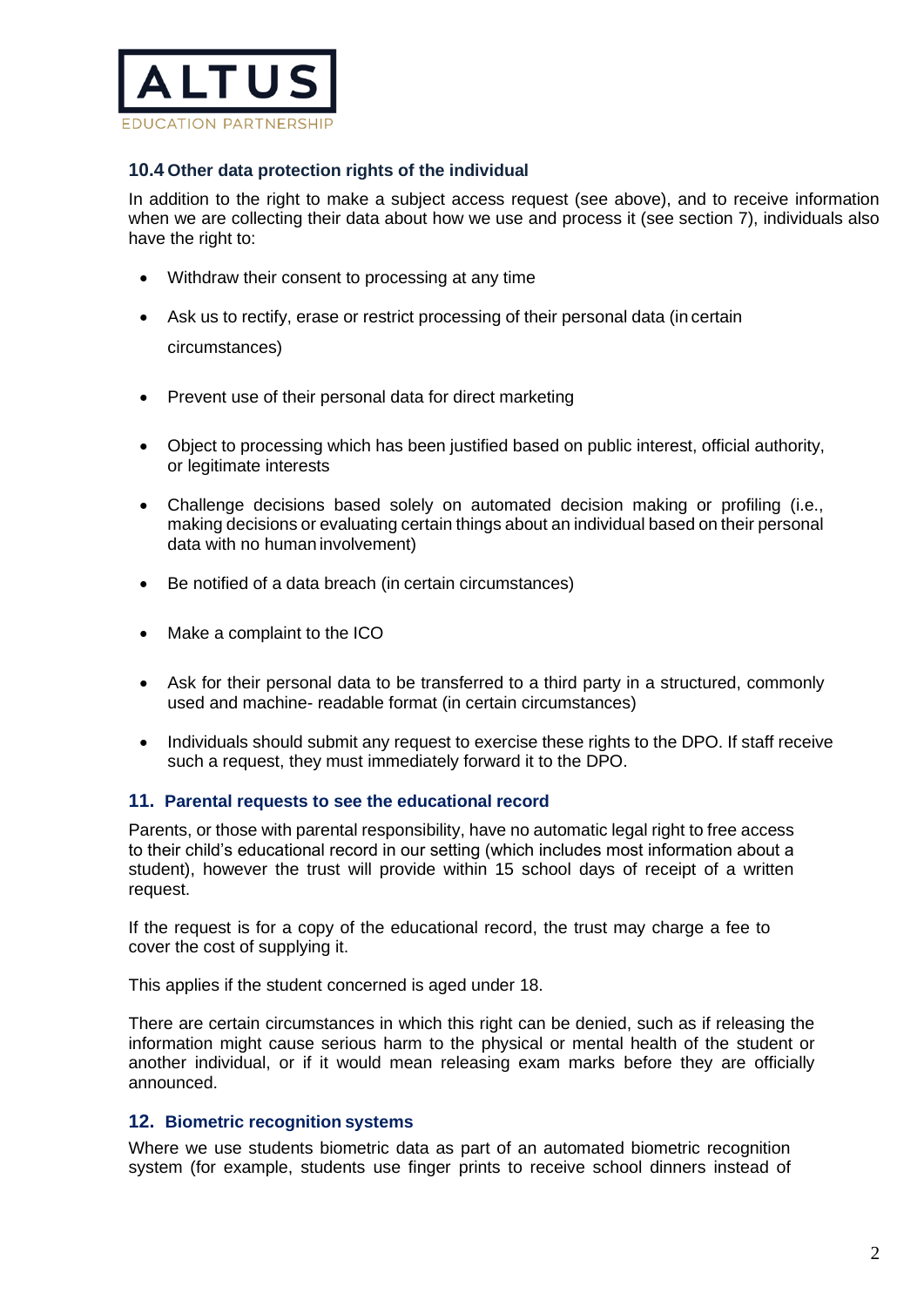### 10.4 Other data protection rights of the individual

In addition to the right to make a subject access request (see above), and to receive information when we are collecting their data about how we use and process it (see section 7), individuals also have the right to:

- Withdraw their consent to processing at any time
- Ask us to rectify, erase or restrict processing of their personal data (in certain circumstances)
- Prevent use of their personal data for direct marketing
- Object to processing which has been justified based on public interest, official authority, or legitimate interests
- Challenge decisions based solely on automated decision making or profiling (i.e., making decisions or evaluating certain things about an individual based on their personal data with no human involvement)
- Be notified of a data breach (in certain circumstances)
- Make a complaint to the ICO
- Ask for their personal data to be transferred to a third party in a structured, commonly used and machine- readable format (in certain circumstances)
- Individuals should submit any request to exercise these rights to the DPO. If staff receive such a request, they must immediately forward it to the DPO.

## 11. Parental requests to see the educational record

Parents, or those with parental responsibility, have no automatic legal right to free access to their child's educational record in our setting (which includes most information about a student), however the trust will provide within 15 school days of receipt of a written request.

If the request is for a copy of the educational record, the trust may charge a fee to cover the cost of supplying it.

This applies if the student concerned is aged under 18.

There are certain circumstances in which this right can be denied, such as if releasing the information might cause serious harm to the physical or mental health of the student or another individual, or if it would mean releasing exam marks before they are officially announced.

## 12. Biometric recognition systems

Where we use students biometric data as part of an automated biometric recognition system (for example, students use finger prints to receive school dinners instead of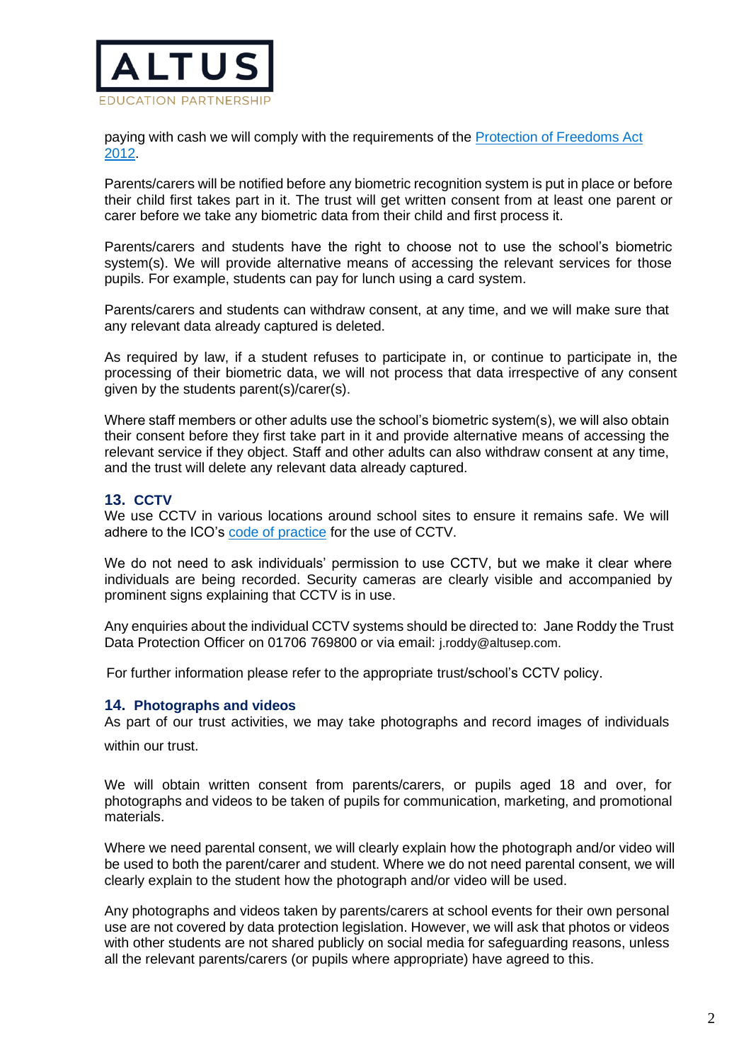paying with cash we will comply with the requirements of the [Protection of Freedoms Act 2012](#).

Parents/carers will be notified before any biometric recognition system is put in place or before their child first takes part in it. The trust will get written consent from at least one parent or carer before we take any biometric data from their child and first process it.

Parents/carers and students have the right to choose not to use the school's biometric system(s). We will provide alternative means of accessing the relevant services for those pupils. For example, students can pay for lunch using a card system.

Parents/carers and students can withdraw consent, at any time, and we will make sure that any relevant data already captured is deleted.

As required by law, if a student refuses to participate in, or continue to participate in, the processing of their biometric data, we will not process that data irrespective of any consent given by the students parent(s)/carer(s).

Where staff members or other adults use the school's biometric system(s), we will also obtain their consent before they first take part in it and provide alternative means of accessing the relevant service if they object. Staff and other adults can also withdraw consent at any time, and the trust will delete any relevant data already captured.

## 13. CCTV

We use CCTV in various locations around school sites to ensure it remains safe. We will adhere to the ICO's [code of practice](#) for the use of CCTV.

We do not need to ask individuals' permission to use CCTV, but we make it clear where individuals are being recorded. Security cameras are clearly visible and accompanied by prominent signs explaining that CCTV is in use.

Any enquiries about the individual CCTV systems should be directed to: Jane Roddy the Trust Data Protection Officer on 01706 769800 or via email: j.roddy@altusep.com.

For further information please refer to the appropriate trust/school's CCTV policy.

## 14. Photographs and videos

As part of our trust activities, we may take photographs and record images of individuals within our trust.

We will obtain written consent from parents/carers, or pupils aged 18 and over, for photographs and videos to be taken of pupils for communication, marketing, and promotional materials.

Where we need parental consent, we will clearly explain how the photograph and/or video will be used to both the parent/carer and student. Where we do not need parental consent, we will clearly explain to the student how the photograph and/or video will be used.

Any photographs and videos taken by parents/carers at school events for their own personal use are not covered by data protection legislation. However, we will ask that photos or videos with other students are not shared publicly on social media for safeguarding reasons, unless all the relevant parents/carers (or pupils where appropriate) have agreed to this.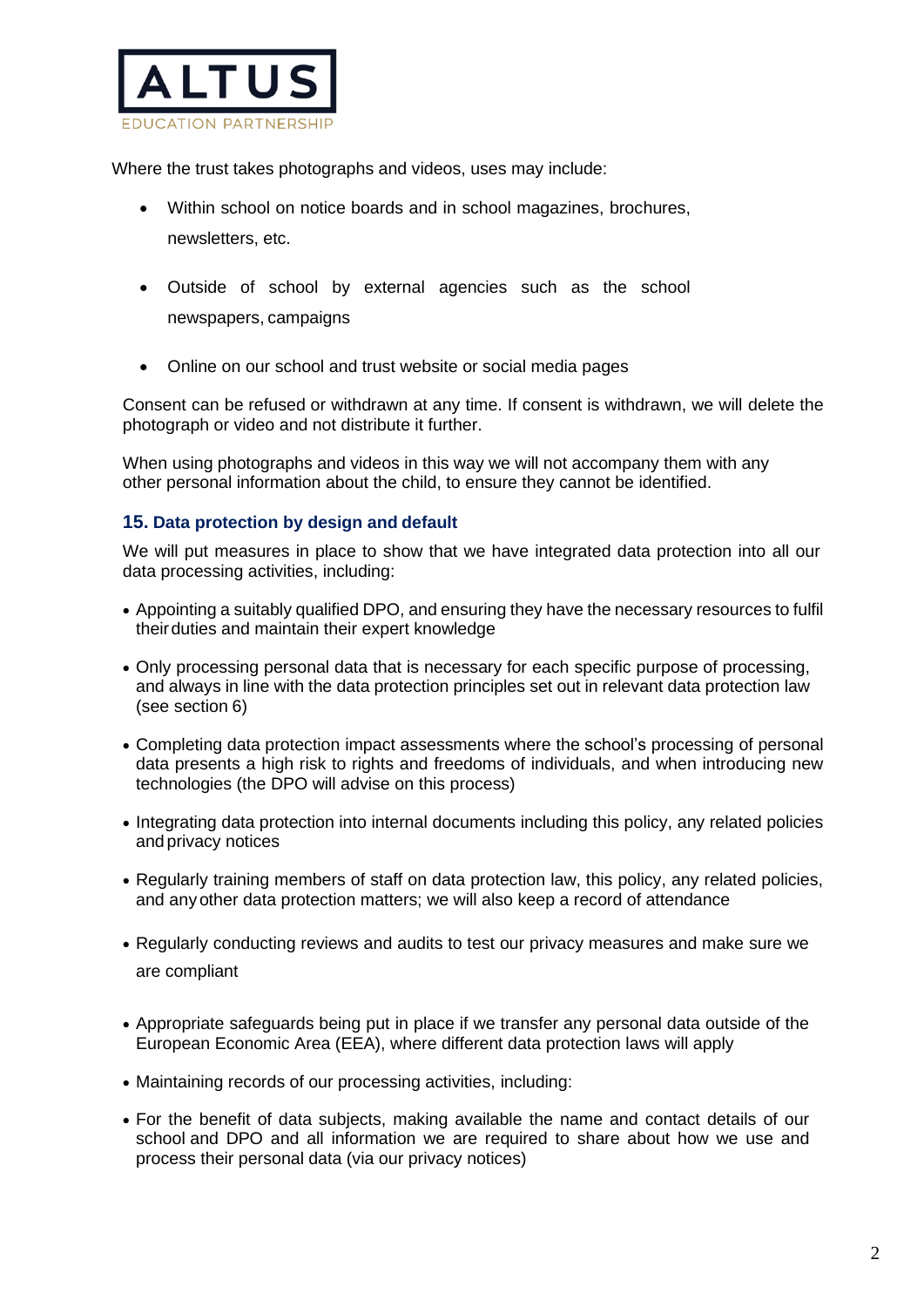Where the trust takes photographs and videos, uses may include:

- Within school on notice boards and in school magazines, brochures, newsletters, etc.
- Outside of school by external agencies such as the school newspapers, campaigns
- Online on our school and trust website or social media pages

Consent can be refused or withdrawn at any time. If consent is withdrawn, we will delete the photograph or video and not distribute it further.

When using photographs and videos in this way we will not accompany them with any other personal information about the child, to ensure they cannot be identified.

## 15. Data protection by design and default

We will put measures in place to show that we have integrated data protection into all our data processing activities, including:

- Appointing a suitably qualified DPO, and ensuring they have the necessary resources to fulfil their duties and maintain their expert knowledge
- Only processing personal data that is necessary for each specific purpose of processing, and always in line with the data protection principles set out in relevant data protection law (see section 6)
- Completing data protection impact assessments where the school's processing of personal data presents a high risk to rights and freedoms of individuals, and when introducing new technologies (the DPO will advise on this process)
- Integrating data protection into internal documents including this policy, any related policies and privacy notices
- Regularly training members of staff on data protection law, this policy, any related policies, and any other data protection matters; we will also keep a record of attendance
- Regularly conducting reviews and audits to test our privacy measures and make sure we are compliant
- Appropriate safeguards being put in place if we transfer any personal data outside of the European Economic Area (EEA), where different data protection laws will apply
- Maintaining records of our processing activities, including:
- For the benefit of data subjects, making available the name and contact details of our school and DPO and all information we are required to share about how we use and process their personal data (via our privacy notices)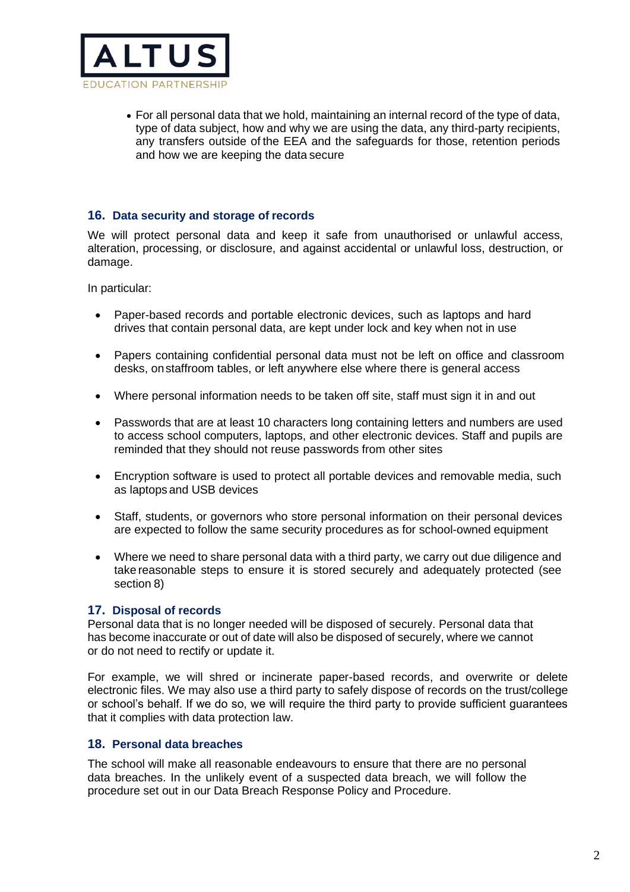- For all personal data that we hold, maintaining an internal record of the type of data, type of data subject, how and why we are using the data, any third-party recipients, any transfers outside of the EEA and the safeguards for those, retention periods and how we are keeping the data secure

## 16. Data security and storage of records

We will protect personal data and keep it safe from unauthorised or unlawful access, alteration, processing, or disclosure, and against accidental or unlawful loss, destruction, or damage.

In particular:

- Paper-based records and portable electronic devices, such as laptops and hard drives that contain personal data, are kept under lock and key when not in use
- Papers containing confidential personal data must not be left on office and classroom desks, on staffroom tables, or left anywhere else where there is general access
- Where personal information needs to be taken off site, staff must sign it in and out
- Passwords that are at least 10 characters long containing letters and numbers are used to access school computers, laptops, and other electronic devices. Staff and pupils are reminded that they should not reuse passwords from other sites
- Encryption software is used to protect all portable devices and removable media, such as laptops and USB devices
- Staff, students, or governors who store personal information on their personal devices are expected to follow the same security procedures as for school-owned equipment
- Where we need to share personal data with a third party, we carry out due diligence and take reasonable steps to ensure it is stored securely and adequately protected (see section 8)

## 17. Disposal of records

Personal data that is no longer needed will be disposed of securely. Personal data that has become inaccurate or out of date will also be disposed of securely, where we cannot or do not need to rectify or update it.

For example, we will shred or incinerate paper-based records, and overwrite or delete electronic files. We may also use a third party to safely dispose of records on the trust/college or school's behalf. If we do so, we will require the third party to provide sufficient guarantees that it complies with data protection law.

## 18. Personal data breaches

The school will make all reasonable endeavours to ensure that there are no personal data breaches. In the unlikely event of a suspected data breach, we will follow the procedure set out in our Data Breach Response Policy and Procedure.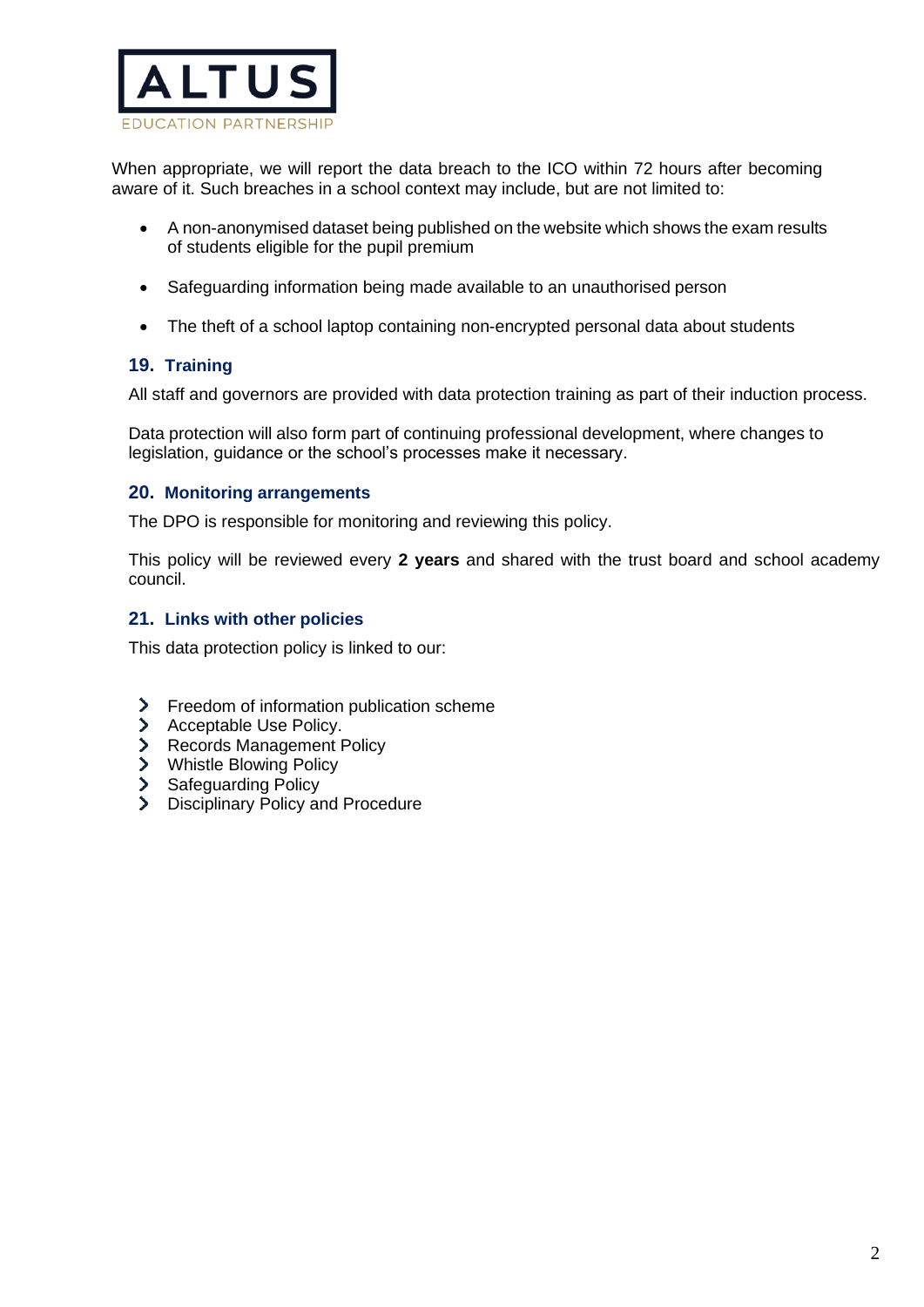When appropriate, we will report the data breach to the ICO within 72 hours after becoming aware of it. Such breaches in a school context may include, but are not limited to:

- A non-anonymised dataset being published on the website which shows the exam results of students eligible for the pupil premium
- Safeguarding information being made available to an unauthorised person
- The theft of a school laptop containing non-encrypted personal data about students

## 19. Training

All staff and governors are provided with data protection training as part of their induction process.

Data protection will also form part of continuing professional development, where changes to legislation, guidance or the school's processes make it necessary.

## 20. Monitoring arrangements

The DPO is responsible for monitoring and reviewing this policy.

This policy will be reviewed every **2 years** and shared with the trust board and school academy council.

## 21. Links with other policies

This data protection policy is linked to our:

- Freedom of information publication scheme
- Acceptable Use Policy.
- Records Management Policy
- Whistle Blowing Policy
- Safeguarding Policy
- Disciplinary Policy and Procedure